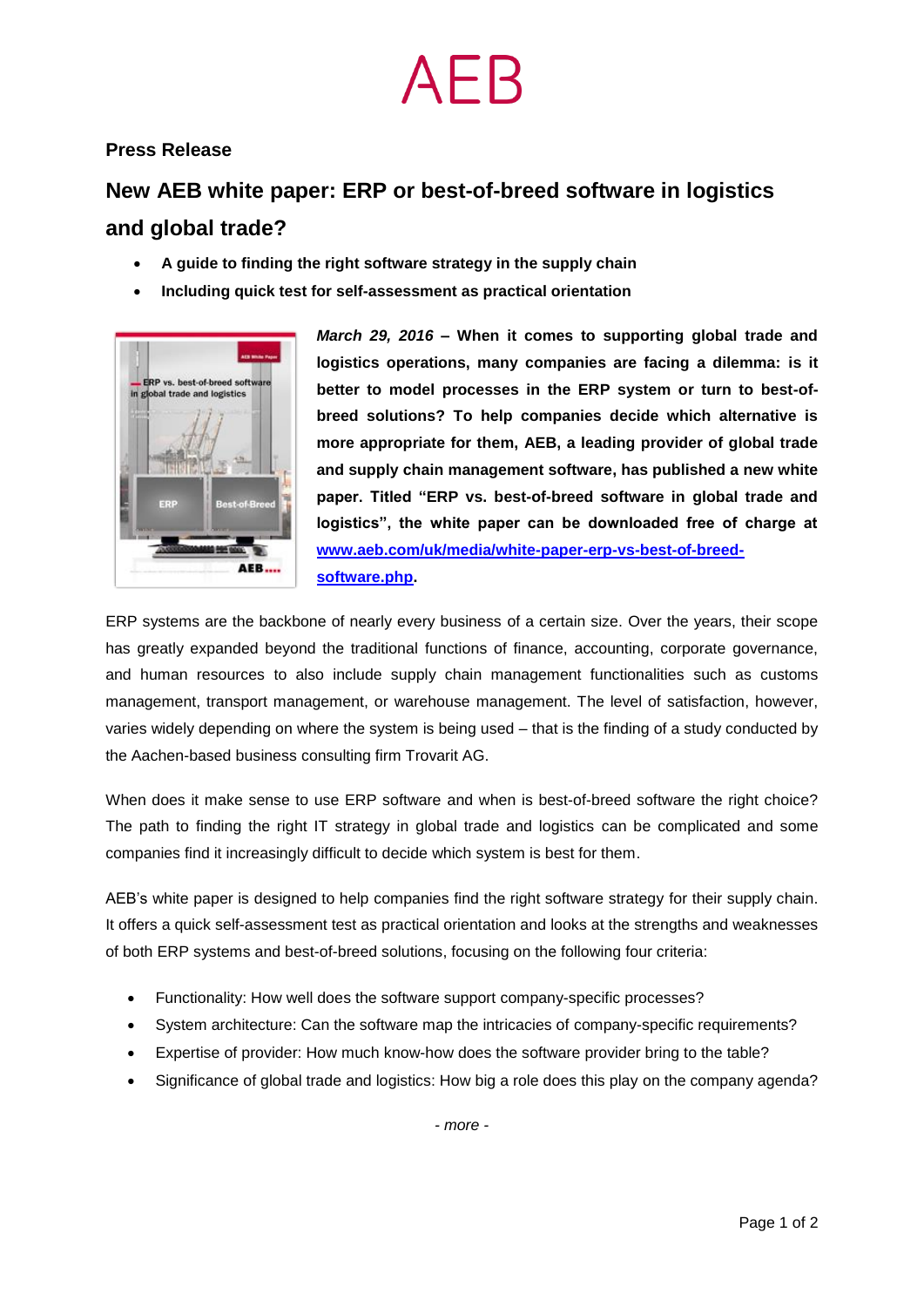AEB

**Press Release**

# New AEB white paper: ERP or best-of-breed software in logistics and global trade?

- **A guide to finding the right software strategy in the supply chain**
- **Including quick test for self-assessment as practical orientation**

***March 29, 2016*** **– When it comes to supporting global trade and logistics operations, many companies are facing a dilemma: is it better to model processes in the ERP system or turn to best-of-breed solutions? To help companies decide which alternative is more appropriate for them, AEB, a leading provider of global trade and supply chain management software, has published a new white paper. Titled "ERP vs. best-of-breed software in global trade and logistics", the white paper can be downloaded free of charge at [www.aeb.com/uk/media/white-paper-erp-vs-best-of-breed-software.php](http://www.aeb.com/uk/media/white-paper-erp-vs-best-of-breed-software.php).**

ERP systems are the backbone of nearly every business of a certain size. Over the years, their scope has greatly expanded beyond the traditional functions of finance, accounting, corporate governance, and human resources to also include supply chain management functionalities such as customs management, transport management, or warehouse management. The level of satisfaction, however, varies widely depending on where the system is being used – that is the finding of a study conducted by the Aachen-based business consulting firm Trovarit AG.

When does it make sense to use ERP software and when is best-of-breed software the right choice? The path to finding the right IT strategy in global trade and logistics can be complicated and some companies find it increasingly difficult to decide which system is best for them.

AEB's white paper is designed to help companies find the right software strategy for their supply chain. It offers a quick self-assessment test as practical orientation and looks at the strengths and weaknesses of both ERP systems and best-of-breed solutions, focusing on the following four criteria:

- Functionality: How well does the software support company-specific processes?
- System architecture: Can the software map the intricacies of company-specific requirements?
- Expertise of provider: How much know-how does the software provider bring to the table?
- Significance of global trade and logistics: How big a role does this play on the company agenda?

*- more -*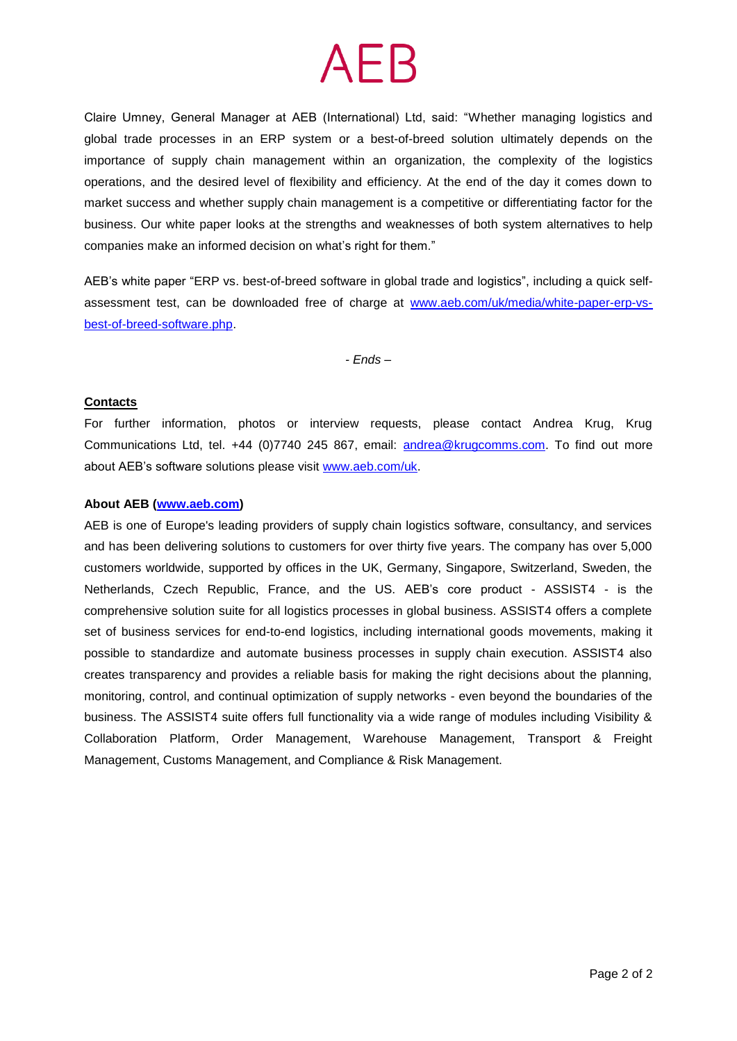Claire Umney, General Manager at AEB (International) Ltd, said: "Whether managing logistics and global trade processes in an ERP system or a best-of-breed solution ultimately depends on the importance of supply chain management within an organization, the complexity of the logistics operations, and the desired level of flexibility and efficiency. At the end of the day it comes down to market success and whether supply chain management is a competitive or differentiating factor for the business. Our white paper looks at the strengths and weaknesses of both system alternatives to help companies make an informed decision on what's right for them."

AEB's white paper "ERP vs. best-of-breed software in global trade and logistics", including a quick self-assessment test, can be downloaded free of charge at [www.aeb.com/uk/media/white-paper-erp-vs-best-of-breed-software.php](http://www.aeb.com/uk/media/white-paper-erp-vs-best-of-breed-software.php).

*- Ends –*

**Contacts**

For further information, photos or interview requests, please contact Andrea Krug, Krug Communications Ltd, tel. +44 (0)7740 245 867, email: [andrea@krugcomms.com](mailto:andrea@krugcomms.com). To find out more about AEB's software solutions please visit [www.aeb.com/uk](http://www.aeb.com/uk).

**About AEB ([www.aeb.com](http://www.aeb.com))**

AEB is one of Europe's leading providers of supply chain logistics software, consultancy, and services and has been delivering solutions to customers for over thirty five years. The company has over 5,000 customers worldwide, supported by offices in the UK, Germany, Singapore, Switzerland, Sweden, the Netherlands, Czech Republic, France, and the US. AEB's core product - ASSIST4 - is the comprehensive solution suite for all logistics processes in global business. ASSIST4 offers a complete set of business services for end-to-end logistics, including international goods movements, making it possible to standardize and automate business processes in supply chain execution. ASSIST4 also creates transparency and provides a reliable basis for making the right decisions about the planning, monitoring, control, and continual optimization of supply networks - even beyond the boundaries of the business. The ASSIST4 suite offers full functionality via a wide range of modules including Visibility & Collaboration Platform, Order Management, Warehouse Management, Transport & Freight Management, Customs Management, and Compliance & Risk Management.